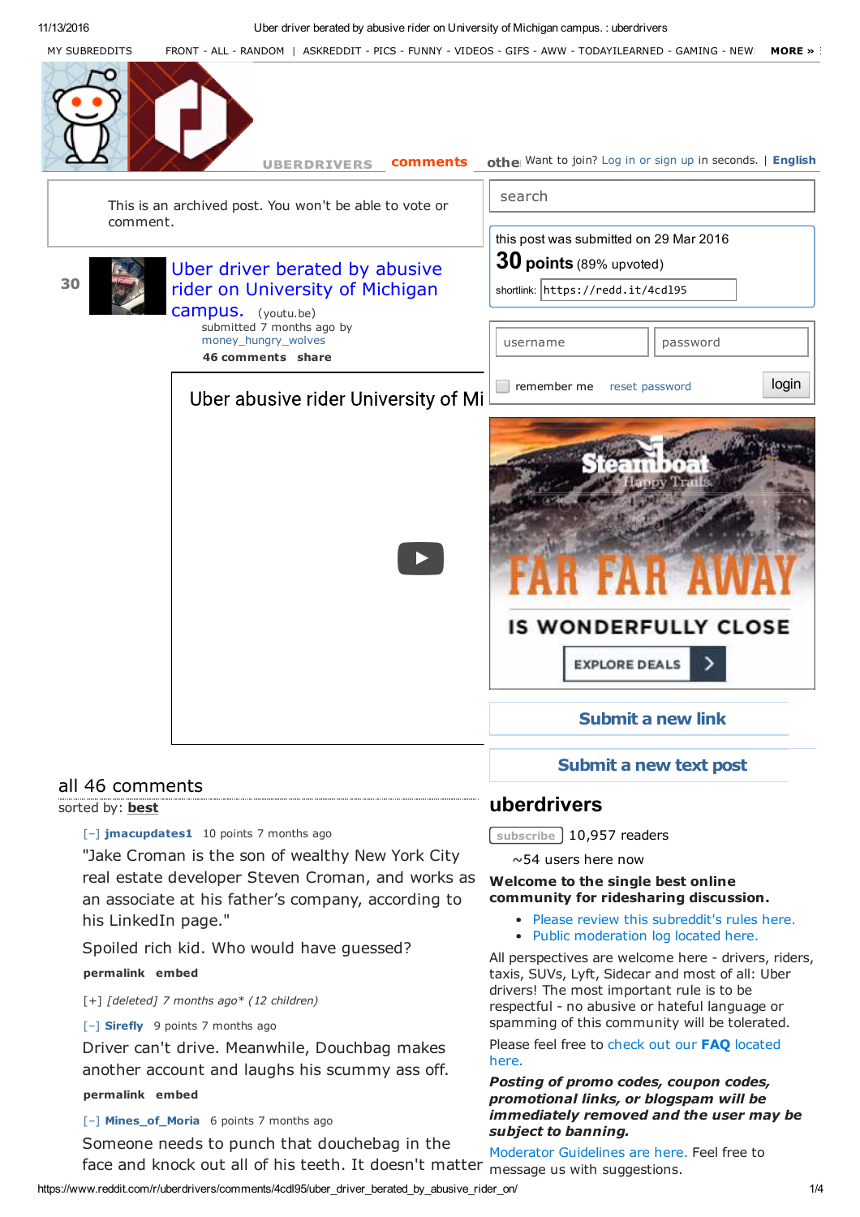MY SUBREDDITS FRONT - ALL - RANDOM | ASKREDDIT - PICS - FUNNY - VIDEOS - GIFS - AWW - TODAYILEARNED - GAMING - NEW MORE »

UBERDRIVERS **comments** othe Want to join? Log in or sign up in seconds. | **English**

This is an archived post. You won't be able to vote or comment.

30 [Uber driver berated by abusive rider on University of Michigan campus.](#) (youtu.be)
submitted 7 months ago by money_hungry_wolves
**46 comments share**

Uber abusive rider University of Mi

search

this post was submitted on 29 Mar 2016
**30 points** (89% upvoted)
shortlink: https://redd.it/4cdl95

username password

remember me reset password login

Steamboat Happy Trails
FAR FAR AWAY
IS WONDERFULLY CLOSE
EXPLORE DEALS

**Submit a new link**

**Submit a new text post**

## uberdrivers

subscribe 10,957 readers

~54 users here now

**Welcome to the single best online community for ridesharing discussion.**

- Please review this subreddit's rules here.
- Public moderation log located here.

All perspectives are welcome here - drivers, riders, taxis, SUVs, Lyft, Sidecar and most of all: Uber drivers! The most important rule is to be respectful - no abusive or hateful language or spamming of this community will be tolerated.

Please feel free to check out our **FAQ** located here.

***Posting of promo codes, coupon codes, promotional links, or blogspam will be immediately removed and the user may be subject to banning.***

Moderator Guidelines are here. Feel free to message us with suggestions.

## all 46 comments

sorted by: **best**

[–] **jmacupdates1** 10 points 7 months ago

"Jake Croman is the son of wealthy New York City real estate developer Steven Croman, and works as an associate at his father's company, according to his LinkedIn page."

Spoiled rich kid. Who would have guessed?

**permalink embed**

[+] *[deleted] 7 months ago\* (12 children)*

[–] **Sirefly** 9 points 7 months ago

Driver can't drive. Meanwhile, Douchbag makes another account and laughs his scummy ass off.

**permalink embed**

[–] **Mines_of_Moria** 6 points 7 months ago

Someone needs to punch that douchebag in the face and knock out all of his teeth. It doesn't matter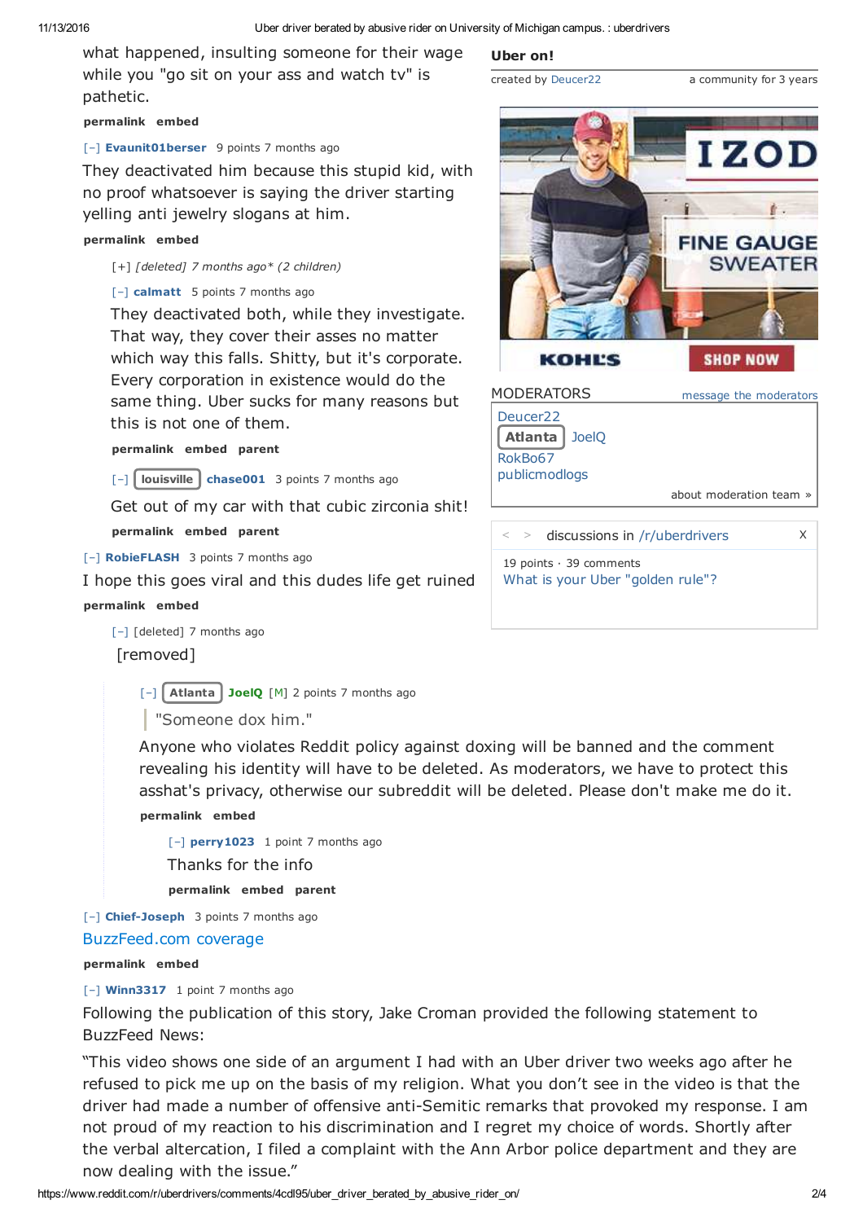what happened, insulting someone for their wage while you "go sit on your ass and watch tv" is pathetic.

permalink embed

[–] **Evaunit01berser** 9 points 7 months ago

They deactivated him because this stupid kid, with no proof whatsoever is saying the driver starting yelling anti jewelry slogans at him.

permalink embed

[+] *[deleted] 7 months ago* (2 children)*

[–] **calmatt** 5 points 7 months ago

They deactivated both, while they investigate. That way, they cover their asses no matter which way this falls. Shitty, but it's corporate. Every corporation in existence would do the same thing. Uber sucks for many reasons but this is not one of them.

permalink embed parent

[–] louisville **chase001** 3 points 7 months ago

Get out of my car with that cubic zirconia shit!

permalink embed parent

[–] **RobieFLASH** 3 points 7 months ago

I hope this goes viral and this dudes life get ruined

permalink embed

[–] [deleted] 7 months ago

[removed]

[–] Atlanta **JoelQ** [M] 2 points 7 months ago

> "Someone dox him."

Anyone who violates Reddit policy against doxing will be banned and the comment revealing his identity will have to be deleted. As moderators, we have to protect this asshat's privacy, otherwise our subreddit will be deleted. Please don't make me do it.

permalink embed

[–] **perry1023** 1 point 7 months ago

Thanks for the info

permalink embed parent

[–] **Chief-Joseph** 3 points 7 months ago

BuzzFeed.com coverage

permalink embed

[–] **Winn3317** 1 point 7 months ago

Following the publication of this story, Jake Croman provided the following statement to BuzzFeed News:

“This video shows one side of an argument I had with an Uber driver two weeks ago after he refused to pick me up on the basis of my religion. What you don't see in the video is that the driver had made a number of offensive anti-Semitic remarks that provoked my response. I am not proud of my reaction to his discrimination and I regret my choice of words. Shortly after the verbal altercation, I filed a complaint with the Ann Arbor police department and they are now dealing with the issue.”

**Uber on!**

created by Deucer22 a community for 3 years

MODERATORS message the moderators

Deucer22
Atlanta JoelQ
RokBo67
publicmodlogs

about moderation team »

discussions in /r/uberdrivers

19 points · 39 comments
What is your Uber "golden rule"?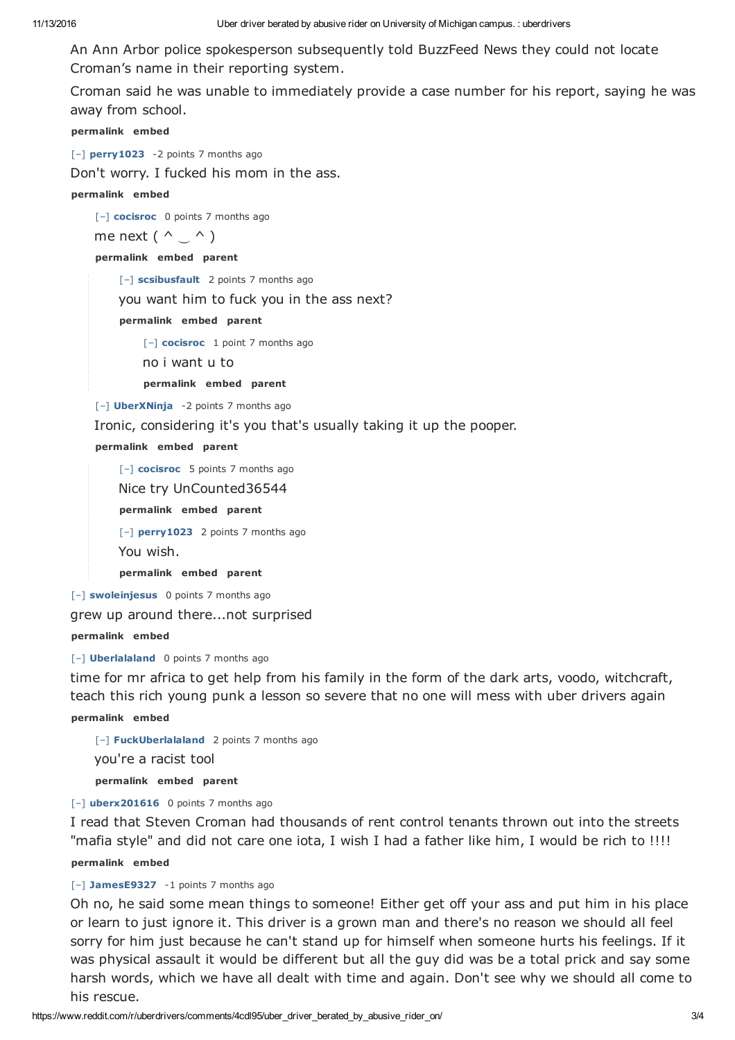An Ann Arbor police spokesperson subsequently told BuzzFeed News they could not locate Croman's name in their reporting system.

Croman said he was unable to immediately provide a case number for his report, saying he was away from school.

permalink embed

[–] **perry1023** -2 points 7 months ago

Don't worry. I fucked his mom in the ass.

permalink embed

> [–] **cocisroc** 0 points 7 months ago
>
> me next ( ^ ‿ ^ )
>
> permalink embed parent
>
> > [–] **scsibusfault** 2 points 7 months ago
> >
> > you want him to fuck you in the ass next?
> >
> > permalink embed parent
> >
> > > [–] **cocisroc** 1 point 7 months ago
> > >
> > > no i want u to
> > >
> > > permalink embed parent
>
> [–] **UberXNinja** -2 points 7 months ago
>
> Ironic, considering it's you that's usually taking it up the pooper.
>
> permalink embed parent
>
> > [–] **cocisroc** 5 points 7 months ago
> >
> > Nice try UnCounted36544
> >
> > permalink embed parent
> >
> > [–] **perry1023** 2 points 7 months ago
> >
> > You wish.
> >
> > permalink embed parent

[–] **swoleinjesus** 0 points 7 months ago

grew up around there...not surprised

permalink embed

[–] **Uberlalaland** 0 points 7 months ago

time for mr africa to get help from his family in the form of the dark arts, voodo, witchcraft, teach this rich young punk a lesson so severe that no one will mess with uber drivers again

permalink embed

> [–] **FuckUberlalaland** 2 points 7 months ago
>
> you're a racist tool
>
> permalink embed parent

[–] **uberx201616** 0 points 7 months ago

I read that Steven Croman had thousands of rent control tenants thrown out into the streets "mafia style" and did not care one iota, I wish I had a father like him, I would be rich to !!!!

permalink embed

[–] **JamesE9327** -1 points 7 months ago

Oh no, he said some mean things to someone! Either get off your ass and put him in his place or learn to just ignore it. This driver is a grown man and there's no reason we should all feel sorry for him just because he can't stand up for himself when someone hurts his feelings. If it was physical assault it would be different but all the guy did was be a total prick and say some harsh words, which we have all dealt with time and again. Don't see why we should all come to his rescue.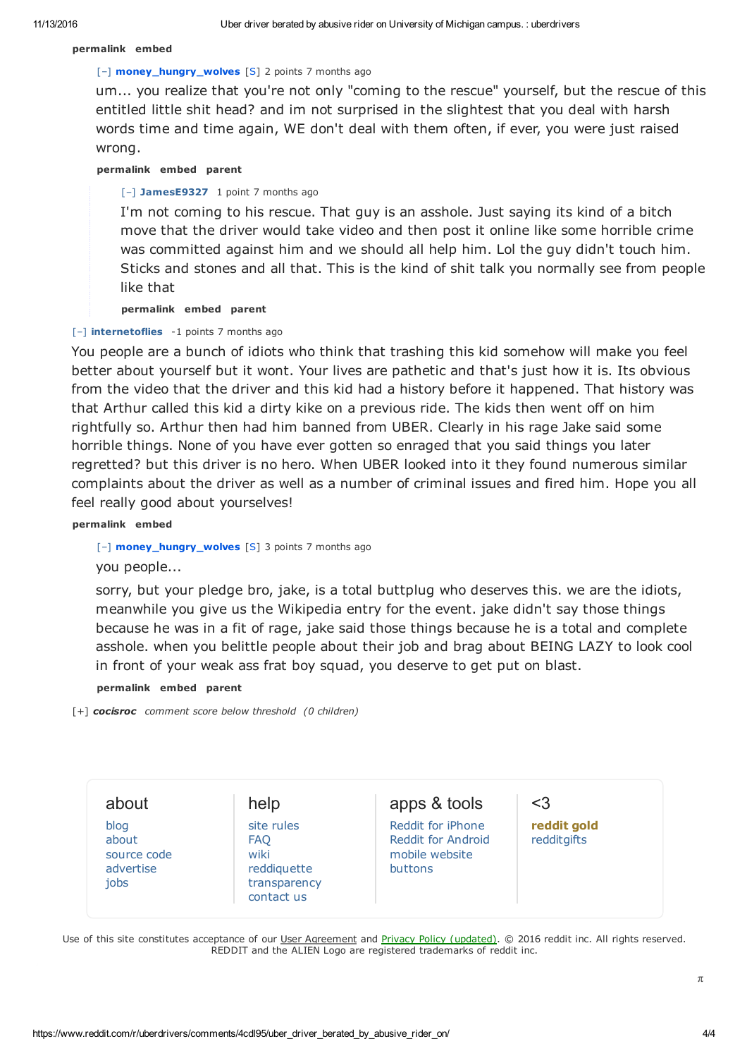permalink embed

[–] **money_hungry_wolves** [S] 2 points 7 months ago

um... you realize that you're not only "coming to the rescue" yourself, but the rescue of this entitled little shit head? and im not surprised in the slightest that you deal with harsh words time and time again, WE don't deal with them often, if ever, you were just raised wrong.

permalink embed parent

> [–] **JamesE9327** 1 point 7 months ago
>
> I'm not coming to his rescue. That guy is an asshole. Just saying its kind of a bitch move that the driver would take video and then post it online like some horrible crime was committed against him and we should all help him. Lol the guy didn't touch him. Sticks and stones and all that. This is the kind of shit talk you normally see from people like that
>
> permalink embed parent

[–] **internetoflies** -1 points 7 months ago

You people are a bunch of idiots who think that trashing this kid somehow will make you feel better about yourself but it wont. Your lives are pathetic and that's just how it is. Its obvious from the video that the driver and this kid had a history before it happened. That history was that Arthur called this kid a dirty kike on a previous ride. The kids then went off on him rightfully so. Arthur then had him banned from UBER. Clearly in his rage Jake said some horrible things. None of you have ever gotten so enraged that you said things you later regretted? but this driver is no hero. When UBER looked into it they found numerous similar complaints about the driver as well as a number of criminal issues and fired him. Hope you all feel really good about yourselves!

permalink embed

[–] **money_hungry_wolves** [S] 3 points 7 months ago

you people...

sorry, but your pledge bro, jake, is a total buttplug who deserves this. we are the idiots, meanwhile you give us the Wikipedia entry for the event. jake didn't say those things because he was in a fit of rage, jake said those things because he is a total and complete asshole. when you belittle people about their job and brag about BEING LAZY to look cool in front of your weak ass frat boy squad, you deserve to get put on blast.

permalink embed parent

[+] ***cocisroc*** *comment score below threshold (0 children)*

| about | help | apps & tools | <3 |
|---|---|---|---|
| blog | site rules | Reddit for iPhone | **reddit gold** |
| about | FAQ | Reddit for Android | redditgifts |
| source code | wiki | mobile website | |
| advertise | reddiquette | buttons | |
| jobs | transparency | | |
| | contact us | | |

Use of this site constitutes acceptance of our User Agreement and Privacy Policy (updated). © 2016 reddit inc. All rights reserved. REDDIT and the ALIEN Logo are registered trademarks of reddit inc.

π